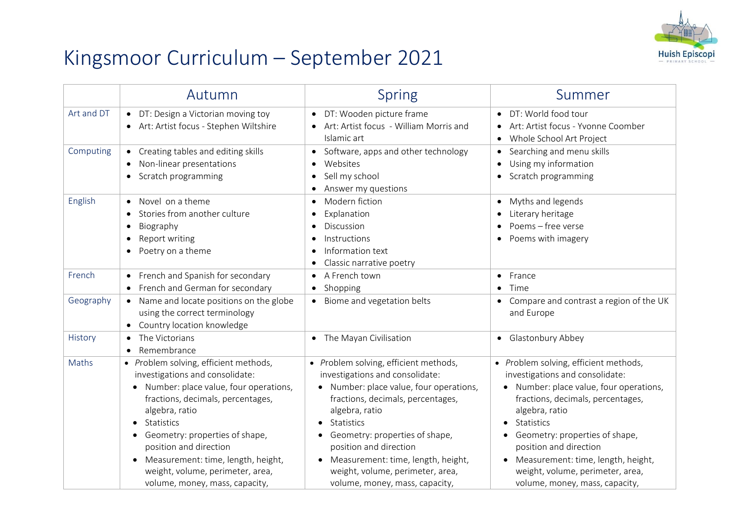# Kingsmoor Curriculum – September 2021

| | Autumn | Spring | Summer |
|---|---|---|---|
| Art and DT | • DT: Design a Victorian moving toy<br>• Art: Artist focus - Stephen Wiltshire | • DT: Wooden picture frame<br>• Art: Artist focus - William Morris and Islamic art | • DT: World food tour<br>• Art: Artist focus - Yvonne Coomber<br>• Whole School Art Project |
| Computing | • Creating tables and editing skills<br>• Non-linear presentations<br>• Scratch programming | • Software, apps and other technology<br>• Websites<br>• Sell my school<br>• Answer my questions | • Searching and menu skills<br>• Using my information<br>• Scratch programming |
| English | • Novel on a theme<br>• Stories from another culture<br>• Biography<br>• Report writing<br>• Poetry on a theme | • Modern fiction<br>• Explanation<br>• Discussion<br>• Instructions<br>• Information text<br>• Classic narrative poetry | • Myths and legends<br>• Literary heritage<br>• Poems – free verse<br>• Poems with imagery |
| French | • French and Spanish for secondary<br>• French and German for secondary | • A French town<br>• Shopping | • France<br>• Time |
| Geography | • Name and locate positions on the globe using the correct terminology<br>• Country location knowledge | • Biome and vegetation belts | • Compare and contrast a region of the UK and Europe |
| History | • The Victorians<br>• Remembrance | • The Mayan Civilisation | • Glastonbury Abbey |
| Maths | • *Problem solving, efficient methods, investigations and consolidate:*<br>&nbsp;&nbsp;• Number: place value, four operations, fractions, decimals, percentages, algebra, ratio<br>&nbsp;&nbsp;• Statistics<br>&nbsp;&nbsp;• Geometry: properties of shape, position and direction<br>&nbsp;&nbsp;• Measurement: time, length, height, weight, volume, perimeter, area, volume, money, mass, capacity, | • *Problem solving, efficient methods, investigations and consolidate:*<br>&nbsp;&nbsp;• Number: place value, four operations, fractions, decimals, percentages, algebra, ratio<br>&nbsp;&nbsp;• Statistics<br>&nbsp;&nbsp;• Geometry: properties of shape, position and direction<br>&nbsp;&nbsp;• Measurement: time, length, height, weight, volume, perimeter, area, volume, money, mass, capacity, | • *Problem solving, efficient methods, investigations and consolidate:*<br>&nbsp;&nbsp;• Number: place value, four operations, fractions, decimals, percentages, algebra, ratio<br>&nbsp;&nbsp;• Statistics<br>&nbsp;&nbsp;• Geometry: properties of shape, position and direction<br>&nbsp;&nbsp;• Measurement: time, length, height, weight, volume, perimeter, area, volume, money, mass, capacity, |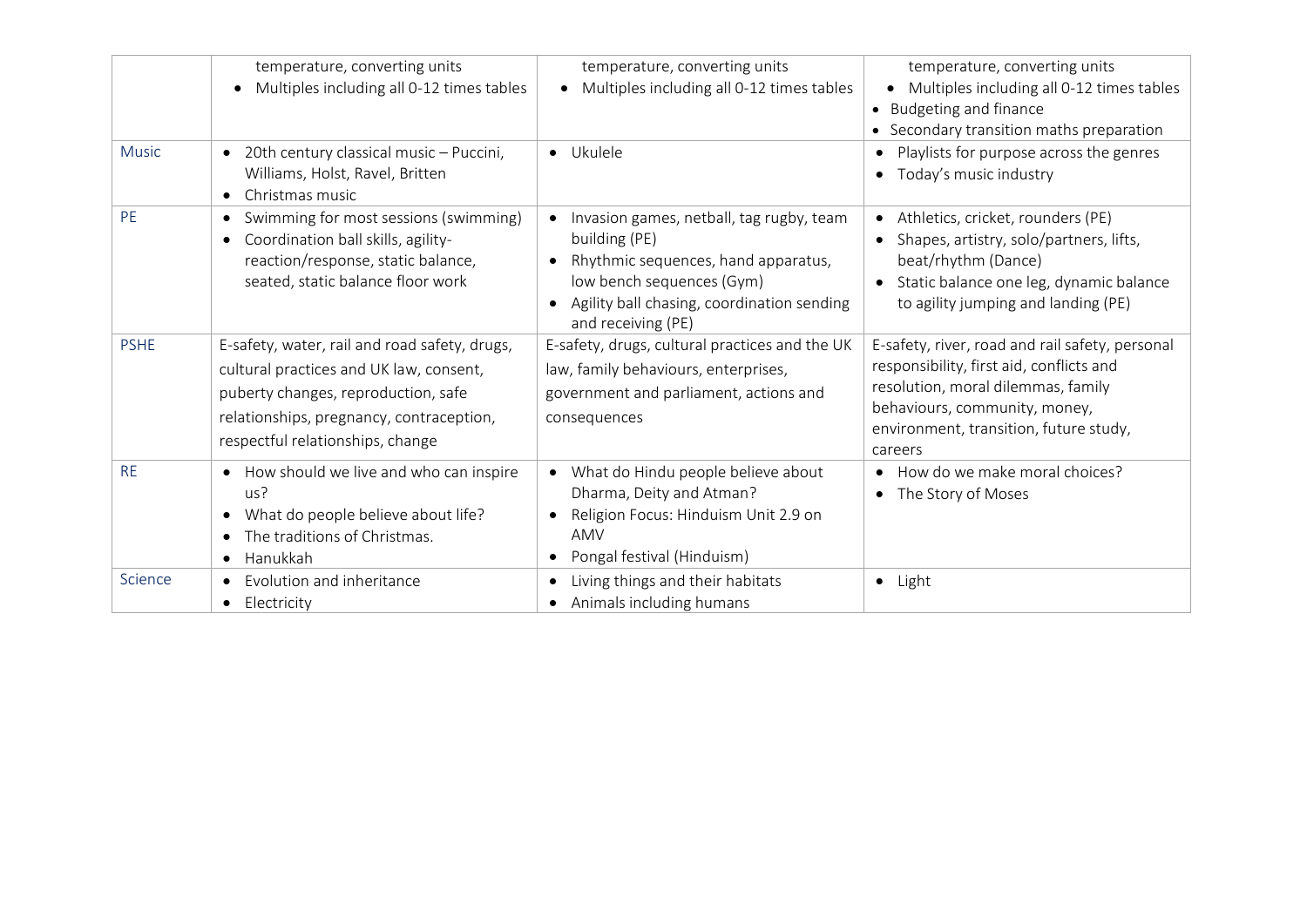| | | | |
|---|---|---|---|
| | temperature, converting units<br>• Multiples including all 0-12 times tables | temperature, converting units<br>• Multiples including all 0-12 times tables | temperature, converting units<br>• Multiples including all 0-12 times tables<br>• Budgeting and finance<br>• Secondary transition maths preparation |
| Music | • 20th century classical music – Puccini, Williams, Holst, Ravel, Britten<br>• Christmas music | • Ukulele | • Playlists for purpose across the genres<br>• Today's music industry |
| PE | • Swimming for most sessions (swimming)<br>• Coordination ball skills, agility-reaction/response, static balance, seated, static balance floor work | • Invasion games, netball, tag rugby, team building (PE)<br>• Rhythmic sequences, hand apparatus, low bench sequences (Gym)<br>• Agility ball chasing, coordination sending and receiving (PE) | • Athletics, cricket, rounders (PE)<br>• Shapes, artistry, solo/partners, lifts, beat/rhythm (Dance)<br>• Static balance one leg, dynamic balance to agility jumping and landing (PE) |
| PSHE | E-safety, water, rail and road safety, drugs, cultural practices and UK law, consent, puberty changes, reproduction, safe relationships, pregnancy, contraception, respectful relationships, change | E-safety, drugs, cultural practices and the UK law, family behaviours, enterprises, government and parliament, actions and consequences | E-safety, river, road and rail safety, personal responsibility, first aid, conflicts and resolution, moral dilemmas, family behaviours, community, money, environment, transition, future study, careers |
| RE | • How should we live and who can inspire us?<br>• What do people believe about life?<br>• The traditions of Christmas.<br>• Hanukkah | • What do Hindu people believe about Dharma, Deity and Atman?<br>• Religion Focus: Hinduism Unit 2.9 on AMV<br>• Pongal festival (Hinduism) | • How do we make moral choices?<br>• The Story of Moses |
| Science | • Evolution and inheritance<br>• Electricity | • Living things and their habitats<br>• Animals including humans | • Light |